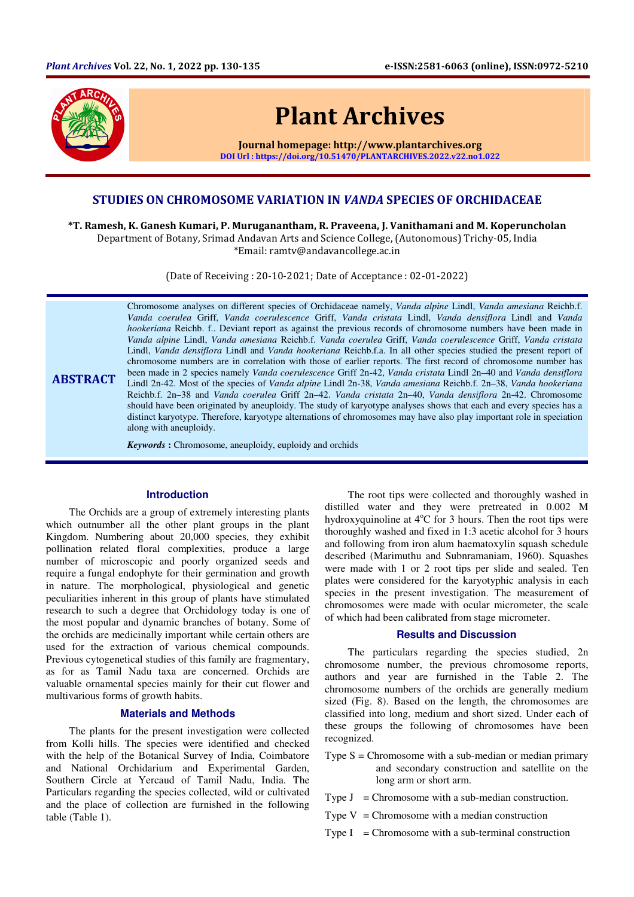# Plant Archives

Journal homepage: http://www.plantarchives.org

DOI Url : https://doi.org/10.51470/PLANTARCHIVES.2022.v22.no1.022

## STUDIES ON CHROMOSOME VARIATION IN *VANDA* SPECIES OF ORCHIDACEAE

**\*T. Ramesh, K. Ganesh Kumari, P. Muruganantham, R. Praveena, J. Vanithamani and M. Koperuncholan**

Department of Botany, Srimad Andavan Arts and Science College, (Autonomous) Trichy-05, India

\*Email: ramtv@andavancollege.ac.in

(Date of Receiving : 20-10-2021; Date of Acceptance : 02-01-2022)

## ABSTRACT

Chromosome analyses on different species of Orchidaceae namely, *Vanda alpine* Lindl, *Vanda amesiana* Reichb.f. *Vanda coerulea* Griff, *Vanda coerulescence* Griff, *Vanda cristata* Lindl, *Vanda densiflora* Lindl and *Vanda hookeriana* Reichb. f.. Deviant report as against the previous records of chromosome numbers have been made in *Vanda alpine* Lindl, *Vanda amesiana* Reichb.f. *Vanda coerulea* Griff, *Vanda coerulescence* Griff, *Vanda cristata* Lindl, *Vanda densiflora* Lindl and *Vanda hookeriana* Reichb.f.a. In all other species studied the present report of chromosome numbers are in correlation with those of earlier reports. The first record of chromosome number has been made in 2 species namely *Vanda coerulescence* Griff 2n-42, *Vanda cristata* Lindl 2n–40 and *Vanda densiflora* Lindl 2n-42. Most of the species of *Vanda alpine* Lindl 2n-38, *Vanda amesiana* Reichb.f. 2n–38, *Vanda hookeriana* Reichb.f. 2n–38 and *Vanda coerulea* Griff 2n–42. *Vanda cristata* 2n–40, *Vanda densiflora* 2n-42. Chromosome should have been originated by aneuploidy. The study of karyotype analyses shows that each and every species has a distinct karyotype. Therefore, karyotype alternations of chromosomes may have also play important role in speciation along with aneuploidy.

***Keywords*** **:** Chromosome, aneuploidy, euploidy and orchids

### Introduction

The Orchids are a group of extremely interesting plants which outnumber all the other plant groups in the plant Kingdom. Numbering about 20,000 species, they exhibit pollination related floral complexities, produce a large number of microscopic and poorly organized seeds and require a fungal endophyte for their germination and growth in nature. The morphological, physiological and genetic peculiarities inherent in this group of plants have stimulated research to such a degree that Orchidology today is one of the most popular and dynamic branches of botany. Some of the orchids are medicinally important while certain others are used for the extraction of various chemical compounds. Previous cytogenetical studies of this family are fragmentary, as for as Tamil Nadu taxa are concerned. Orchids are valuable ornamental species mainly for their cut flower and multivarious forms of growth habits.

### Materials and Methods

The plants for the present investigation were collected from Kolli hills. The species were identified and checked with the help of the Botanical Survey of India, Coimbatore and National Orchidarium and Experimental Garden, Southern Circle at Yercaud of Tamil Nadu, India. The Particulars regarding the species collected, wild or cultivated and the place of collection are furnished in the following table (Table 1).

The root tips were collected and thoroughly washed in distilled water and they were pretreated in 0.002 M hydroxyquinoline at 4$^{o}$C for 3 hours. Then the root tips were thoroughly washed and fixed in 1:3 acetic alcohol for 3 hours and following from iron alum haematoxylin squash schedule described (Marimuthu and Subnramaniam, 1960). Squashes were made with 1 or 2 root tips per slide and sealed. Ten plates were considered for the karyotyphic analysis in each species in the present investigation. The measurement of chromosomes were made with ocular micrometer, the scale of which had been calibrated from stage micrometer.

### Results and Discussion

The particulars regarding the species studied, 2n chromosome number, the previous chromosome reports, authors and year are furnished in the Table 2. The chromosome numbers of the orchids are generally medium sized (Fig. 8). Based on the length, the chromosomes are classified into long, medium and short sized. Under each of these groups the following of chromosomes have been recognized.

- Type S = Chromosome with a sub-median or median primary and secondary construction and satellite on the long arm or short arm.
- Type J = Chromosome with a sub-median construction.
- Type V = Chromosome with a median construction
- Type I = Chromosome with a sub-terminal construction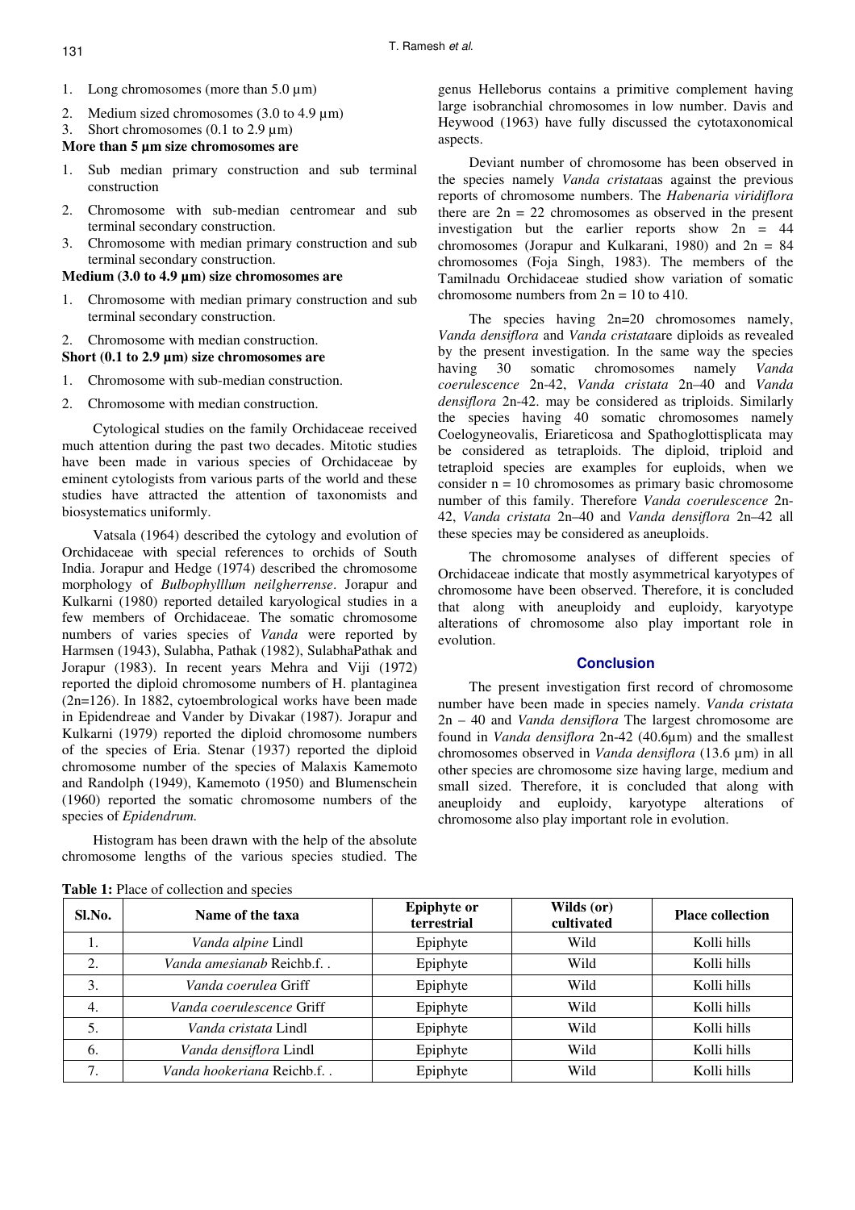1. Long chromosomes (more than 5.0 µm)
2. Medium sized chromosomes (3.0 to 4.9 µm)
3. Short chromosomes (0.1 to 2.9 µm)

**More than 5 µm size chromosomes are**

1. Sub median primary construction and sub terminal construction
2. Chromosome with sub-median centromear and sub terminal secondary construction.
3. Chromosome with median primary construction and sub terminal secondary construction.

**Medium (3.0 to 4.9 µm) size chromosomes are**

1. Chromosome with median primary construction and sub terminal secondary construction.
2. Chromosome with median construction.

**Short (0.1 to 2.9 µm) size chromosomes are**

1. Chromosome with sub-median construction.
2. Chromosome with median construction.

Cytological studies on the family Orchidaceae received much attention during the past two decades. Mitotic studies have been made in various species of Orchidaceae by eminent cytologists from various parts of the world and these studies have attracted the attention of taxonomists and biosystematics uniformly.

Vatsala (1964) described the cytology and evolution of Orchidaceae with special references to orchids of South India. Jorapur and Hedge (1974) described the chromosome morphology of *Bulbophylllum neilgherrense*. Jorapur and Kulkarni (1980) reported detailed karyological studies in a few members of Orchidaceae. The somatic chromosome numbers of varies species of *Vanda* were reported by Harmsen (1943), Sulabha, Pathak (1982), SulabhaPathak and Jorapur (1983). In recent years Mehra and Viji (1972) reported the diploid chromosome numbers of H. plantaginea (2n=126). In 1882, cytoembrological works have been made in Epidendreae and Vander by Divakar (1987). Jorapur and Kulkarni (1979) reported the diploid chromosome numbers of the species of Eria. Stenar (1937) reported the diploid chromosome number of the species of Malaxis Kamemoto and Randolph (1949), Kamemoto (1950) and Blumenschein (1960) reported the somatic chromosome numbers of the species of *Epidendrum.*

Histogram has drawn with the help of the absolute chromosome lengths of the various species studied. The genus Helleborus contains a primitive complement having large isobranchial chromosomes in low number. Davis and Heywood (1963) have fully discussed the cytotaxonomical aspects.

Deviant number of chromosome has been observed in the species namely *Vanda cristata*as against the previous reports of chromosome numbers. The *Habenaria viridiflora* there are 2n = 22 chromosomes as observed in the present investigation but the earlier reports show 2n = 44 chromosomes (Jorapur and Kulkarani, 1980) and 2n = 84 chromosomes (Foja Singh, 1983). The members of the Tamilnadu Orchidaceae studied show variation of somatic chromosome numbers from 2n = 10 to 410.

The species having 2n=20 chromosomes namely, *Vanda densiflora* and *Vanda cristata*are diploids as revealed by the present investigation. In the same way the species having 30 somatic chromosomes namely *Vanda coerulescence* 2n-42, *Vanda cristata* 2n–40 and *Vanda densiflora* 2n-42. may be considered as triploids. Similarly the species having 40 somatic chromosomes namely Coelogyneovalis, Eriareticosa and Spathoglottisplicata may be considered as tetraploids. The diploid, triploid and tetraploid species are examples for euploids, when we consider n = 10 chromosomes as primary basic chromosome number of this family. Therefore *Vanda coerulescence* 2n-42, *Vanda cristata* 2n–40 and *Vanda densiflora* 2n–42 all these species may be considered as aneuploids.

The chromosome analyses of different species of Orchidaceae indicate that mostly asymmetrical karyotypes of chromosome have been observed. Therefore, it is concluded that along with aneuploidy and euploidy, karyotype alterations of chromosome also play important role in evolution.

## Conclusion

The present investigation first record of chromosome number have been made in species namely. *Vanda cristata* 2n – 40 and *Vanda densiflora* The largest chromosome are found in *Vanda densiflora* 2n-42 (40.6µm) and the smallest chromosomes observed in *Vanda densiflora* (13.6 µm) in all other species are chromosome size having large, medium and small sized. Therefore, it is concluded that along with aneuploidy and euploidy, karyotype alterations of chromosome also play important role in evolution.

**Table 1:** Place of collection and species

| Sl.No. | Name of the taxa | Epiphyte or terrestrial | Wilds (or) cultivated | Place collection |
|---|---|---|---|---|
| 1. | *Vanda alpine* Lindl | Epiphyte | Wild | Kolli hills |
| 2. | *Vanda amesianab* Reichb.f. . | Epiphyte | Wild | Kolli hills |
| 3. | *Vanda coerulea* Griff | Epiphyte | Wild | Kolli hills |
| 4. | *Vanda coerulescence* Griff | Epiphyte | Wild | Kolli hills |
| 5. | *Vanda cristata* Lindl | Epiphyte | Wild | Kolli hills |
| 6. | *Vanda densiflora* Lindl | Epiphyte | Wild | Kolli hills |
| 7. | *Vanda hookeriana* Reichb.f. . | Epiphyte | Wild | Kolli hills |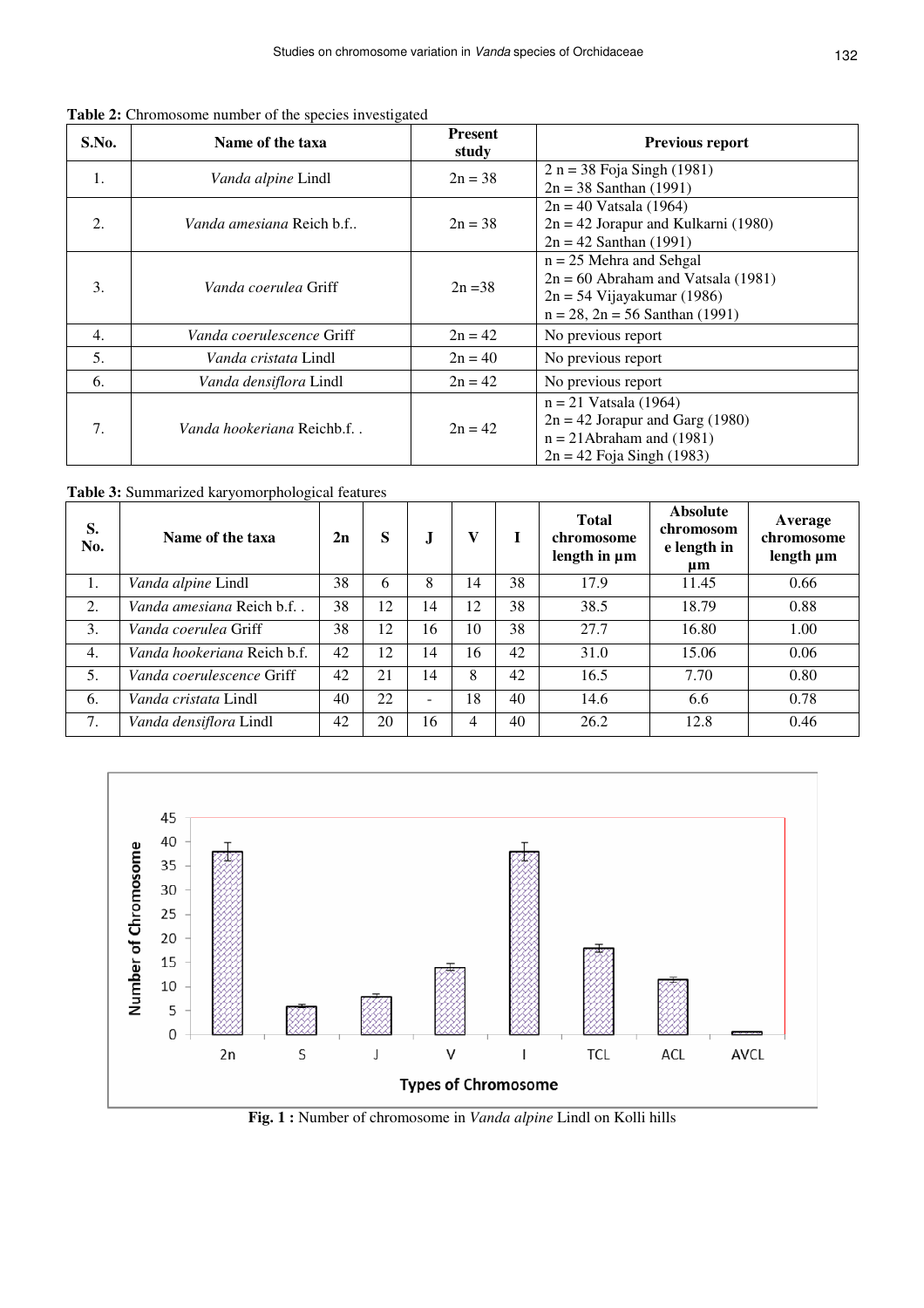**Table 2:** Chromosome number of the species investigated

| S.No. | Name of the taxa | Present study | Previous report |
|---|---|---|---|
| 1. | *Vanda alpine* Lindl | 2n = 38 | 2 n = 38 Foja Singh (1981)<br>2n = 38 Santhan (1991) |
| 2. | *Vanda amesiana* Reich b.f.. | 2n = 38 | 2n = 40 Vatsala (1964)<br>2n = 42 Jorapur and Kulkarni (1980)<br>2n = 42 Santhan (1991) |
| 3. | *Vanda coerulea* Griff | 2n =38 | n = 25 Mehra and Sehgal<br>2n = 60 Abraham and Vatsala (1981)<br>2n = 54 Vijayakumar (1986)<br>n = 28, 2n = 56 Santhan (1991) |
| 4. | *Vanda coerulescence* Griff | 2n = 42 | No previous report |
| 5. | *Vanda cristata* Lindl | 2n = 40 | No previous report |
| 6. | *Vanda densiflora* Lindl | 2n = 42 | No previous report |
| 7. | *Vanda hookeriana* Reichb.f. . | 2n = 42 | n = 21 Vatsala (1964)<br>2n = 42 Jorapur and Garg (1980)<br>n = 21Abraham and (1981)<br>2n = 42 Foja Singh (1983) |

**Table 3:** Summarized karyomorphological features

| S. No. | Name of the taxa | 2n | S | J | V | I | Total chromosome length in µm | Absolute chromosom e length in µm | Average chromosome length µm |
|---|---|---|---|---|---|---|---|---|---|
| 1. | *Vanda alpine* Lindl | 38 | 6 | 8 | 14 | 38 | 17.9 | 11.45 | 0.66 |
| 2. | *Vanda amesiana* Reich b.f. . | 38 | 12 | 14 | 12 | 38 | 38.5 | 18.79 | 0.88 |
| 3. | *Vanda coerulea* Griff | 38 | 12 | 16 | 10 | 38 | 27.7 | 16.80 | 1.00 |
| 4. | *Vanda hookeriana* Reich b.f. | 42 | 12 | 14 | 16 | 42 | 31.0 | 15.06 | 0.06 |
| 5. | *Vanda coerulescence* Griff | 42 | 21 | 14 | 8 | 42 | 16.5 | 7.70 | 0.80 |
| 6. | *Vanda cristata* Lindl | 40 | 22 | - | 18 | 40 | 14.6 | 6.6 | 0.78 |
| 7. | *Vanda densiflora* Lindl | 42 | 20 | 16 | 4 | 40 | 26.2 | 12.8 | 0.46 |

**Fig. 1 :** Number of chromosome in *Vanda alpine* Lindl on Kolli hills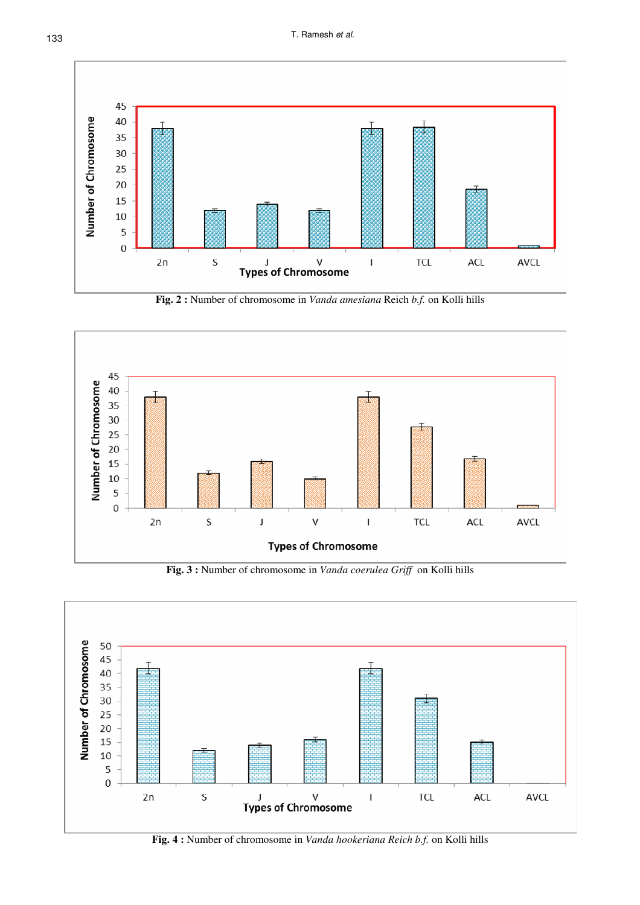Fig. 2 : Number of chromosome in *Vanda amesiana* Reich *b.f.* on Kolli hills

Fig. 3 : Number of chromosome in *Vanda coerulea Griff* on Kolli hills

Fig. 4 : Number of chromosome in *Vanda hookeriana Reich b.f.* on Kolli hills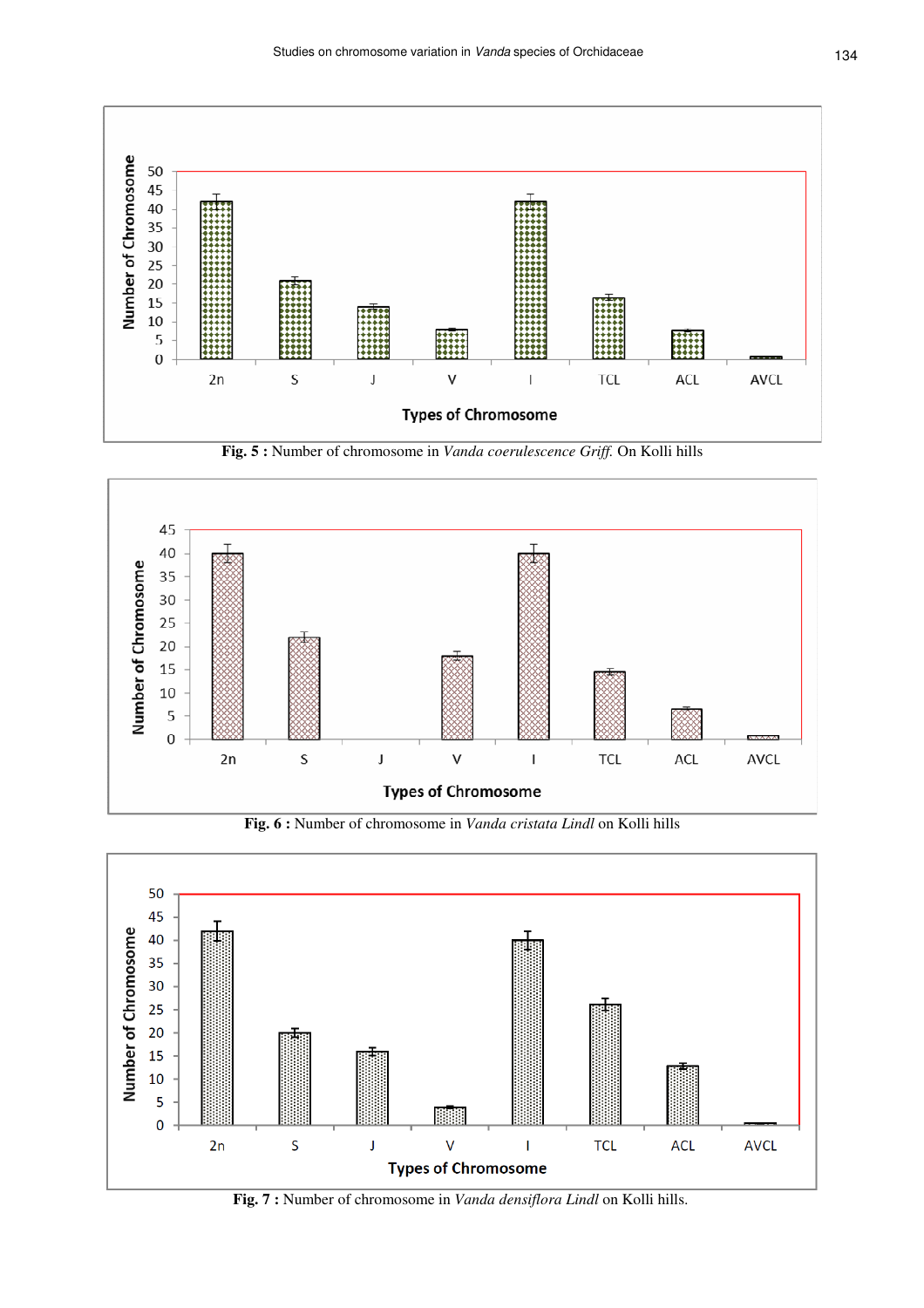Fig. 5 : Number of chromosome in *Vanda coerulescence Griff.* On Kolli hills

Fig. 6 : Number of chromosome in *Vanda cristata Lindl* on Kolli hills

Fig. 7 : Number of chromosome in *Vanda densiflora Lindl* on Kolli hills.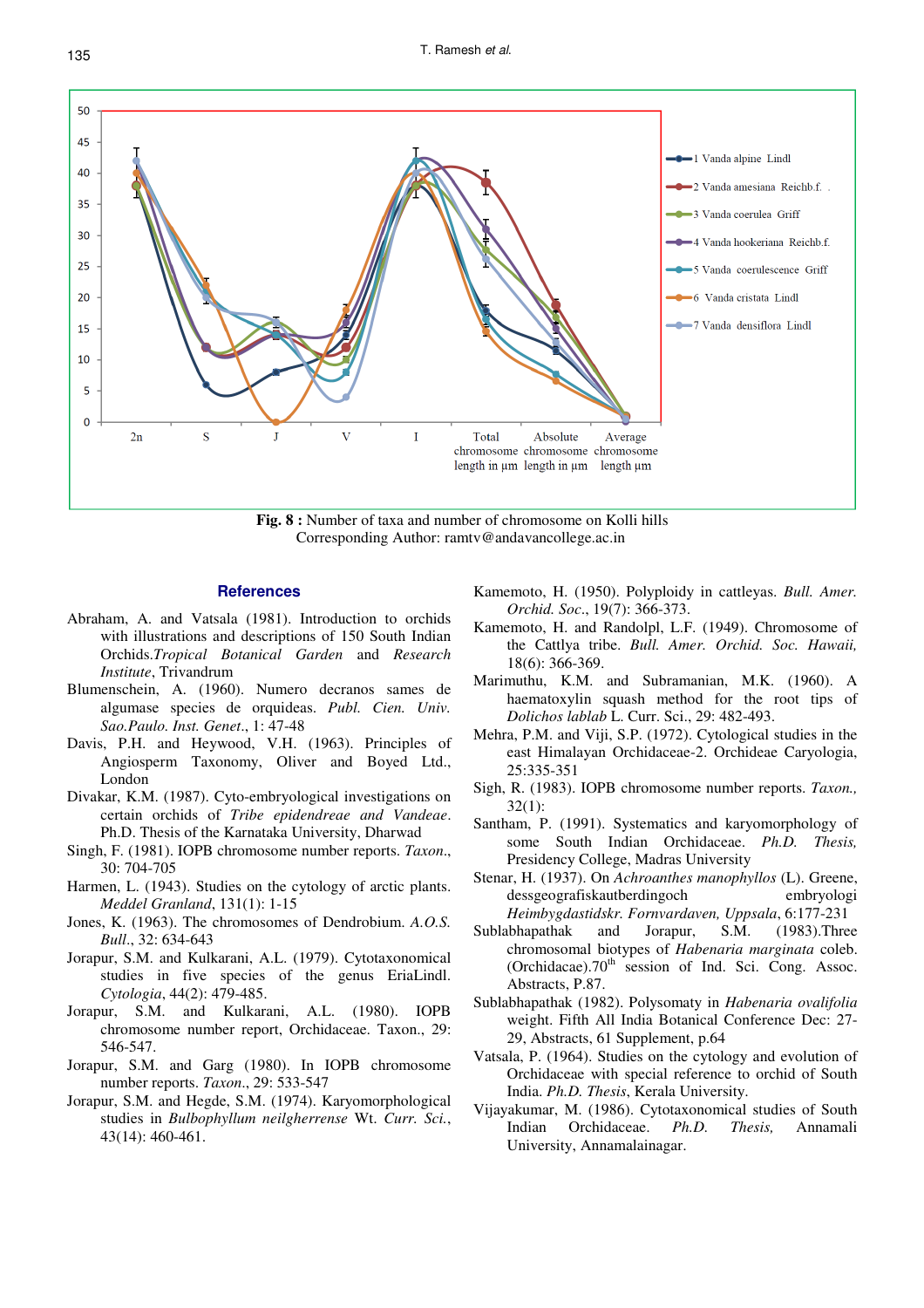50
45
40
35
30
25
20
15
10
5
0

2n
S
J
V
I
Total chromosome length in µm
Absolute chromosome length in µm
Average chromosome length µm

1 Vanda alpine Lindl
2 Vanda amesiana Reichb.f.
3 Vanda coerulea Griff
4 Vanda hookeriana Reichb.f.
5 Vanda coerulescence Griff
6 Vanda cristata Lindl
7 Vanda densiflora Lindl

**Fig. 8 :** Number of taxa and number of chromosome on Kolli hills
Corresponding Author: ramtv@andavancollege.ac.in

## References

Abraham, A. and Vatsala (1981). Introduction to orchids with illustrations and descriptions of 150 South Indian Orchids.*Tropical Botanical Garden and Research Institute*, Trivandrum

Blumenschein, A. (1960). Numero decranos sames de algumase species de orquideas. *Publ. Cien. Univ. Sao.Paulo. Inst. Genet*., 1: 47-48

Davis, P.H. and Heywood, V.H. (1963). Principles of Angiosperm Taxonomy, Oliver and Boyed Ltd., London

Divakar, K.M. (1987). Cyto-embryological investigations on certain orchids of *Tribe epidendreae and Vandeae*. Ph.D. Thesis of the Karnataka University, Dharwad

Singh, F. (1981). IOPB chromosome number reports. *Taxon*., 30: 704-705

Harmen, L. (1943). Studies on the cytology of arctic plants. *Meddel Granland*, 131(1): 1-15

Jones, K. (1963). The chromosomes of Dendrobium. *A.O.S. Bull*., 32: 634-643

Jorapur, S.M. and Kulkarani, A.L. (1979). Cytotaxonomical studies in five species of the genus EriaLindl. *Cytologia*, 44(2): 479-485.

Jorapur, S.M. and Kulkarani, A.L. (1980). IOPB chromosome number report, Orchidaceae. Taxon., 29: 546-547.

Jorapur, S.M. and Garg (1980). In IOPB chromosome number reports. *Taxon*., 29: 533-547

Jorapur, S.M. and Hegde, S.M. (1974). Karyomorphological studies in *Bulbophyllum neilgherrense* Wt. *Curr. Sci.*, 43(14): 460-461.

Kamemoto, H. (1950). Polyploidy in cattleyas. *Bull. Amer. Orchid. Soc*., 19(7): 366-373.

Kamemoto, H. and Randolpl, L.F. (1949). Chromosome of the Cattlya tribe. *Bull. Amer. Orchid. Soc. Hawaii,* 18(6): 366-369.

Marimuthu, K.M. and Subramanian, M.K. (1960). A haematoxylin squash method for the root tips of *Dolichos lablab* L. Curr. Sci., 29: 482-493.

Mehra, P.M. and Viji, S.P. (1972). Cytological studies in the east Himalayan Orchidaceae-2. Orchideae Caryologia, 25:335-351

Sigh, R. (1983). IOPB chromosome number reports. *Taxon.,* 32(1):

Santham, P. (1991). Systematics and karyomorphology of some South Indian Orchidaceae. *Ph.D. Thesis,* Presidency College, Madras University

Stenar, H. (1937). On *Achroanthes manophyllos* (L). Greene, dessgeografiskautberdingoch embryologi *Heimbygdastidskr. Fornvardaven, Uppsala*, 6:177-231

Sublabhapathak and Jorapur, S.M. (1983).Three chromosomal biotypes of *Habenaria marginata* coleb. (Orchidacae).70th session of Ind. Sci. Cong. Assoc. Abstracts, P.87.

Sublabhapathak (1982). Polysomaty in *Habenaria ovalifolia* weight. Fifth All India Botanical Conference Dec: 27-29, Abstracts, 61 Supplement, p.64

Vatsala, P. (1964). Studies on the cytology and evolution of Orchidaceae with special reference to orchid of South India. *Ph.D. Thesis*, Kerala University.

Vijayakumar, M. (1986). Cytotaxonomical studies of South Indian Orchidaceae. *Ph.D. Thesis,* Annamali University, Annamalainagar.